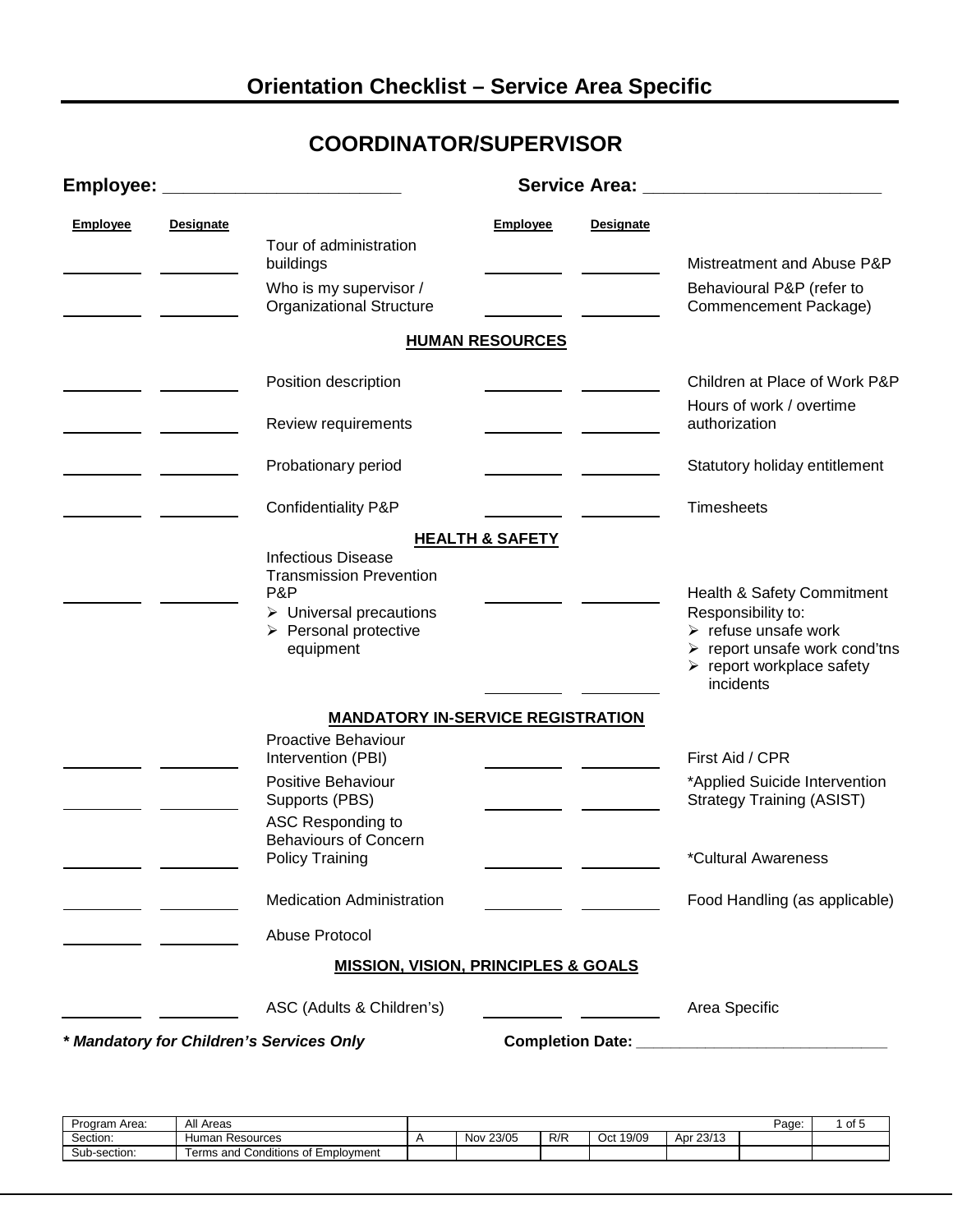# Orientation Checklist – Service Area Specific

## COORDINATOR/SUPERVISOR

**Employee:** ________________________ **Service Area:** ________________________

| Employee | Designate | | Employee | Designate | |
|---|---|---|---|---|---|
| ______ | ______ | Tour of administration buildings | ______ | ______ | Mistreatment and Abuse P&P |
| ______ | ______ | Who is my supervisor / Organizational Structure | ______ | ______ | Behavioural P&P (refer to Commencement Package) |
| | | **HUMAN RESOURCES** | | | |
| ______ | ______ | Position description | ______ | ______ | Children at Place of Work P&P |
| ______ | ______ | Review requirements | ______ | ______ | Hours of work / overtime authorization |
| ______ | ______ | Probationary period | ______ | ______ | Statutory holiday entitlement |
| ______ | ______ | Confidentiality P&P | ______ | ______ | Timesheets |
| | | **HEALTH & SAFETY** | | | |
| ______ | ______ | Infectious Disease Transmission Prevention P&P<br>➢ Universal precautions<br>➢ Personal protective equipment | ______ | ______ | Health & Safety Commitment |
| | | | ______ | ______ | Responsibility to:<br>➢ refuse unsafe work<br>➢ report unsafe work cond'tns<br>➢ report workplace safety incidents |
| | | **MANDATORY IN-SERVICE REGISTRATION** | | | |
| ______ | ______ | Proactive Behaviour Intervention (PBI) | ______ | ______ | First Aid / CPR |
| ______ | ______ | Positive Behaviour Supports (PBS) | ______ | ______ | *Applied Suicide Intervention Strategy Training (ASIST) |
| ______ | ______ | ASC Responding to Behaviours of Concern Policy Training | ______ | ______ | *Cultural Awareness |
| ______ | ______ | Medication Administration | ______ | ______ | Food Handling (as applicable) |
| ______ | ______ | Abuse Protocol | | | |
| | | **MISSION, VISION, PRINCIPLES & GOALS** | | | |
| ______ | ______ | ASC (Adults & Children's) | ______ | ______ | Area Specific |

***\* Mandatory for Children's Services Only***

**Completion Date:** ____________________________

| Program Area: | All Areas | | | | | | | Page: | 1 of 5 |
|---|---|---|---|---|---|---|---|---|---|
| Section: | Human Resources | A | Nov 23/05 | R/R | Oct 19/09 | Apr 23/13 | | | |
| Sub-section: | Terms and Conditions of Employment | | | | | | | | |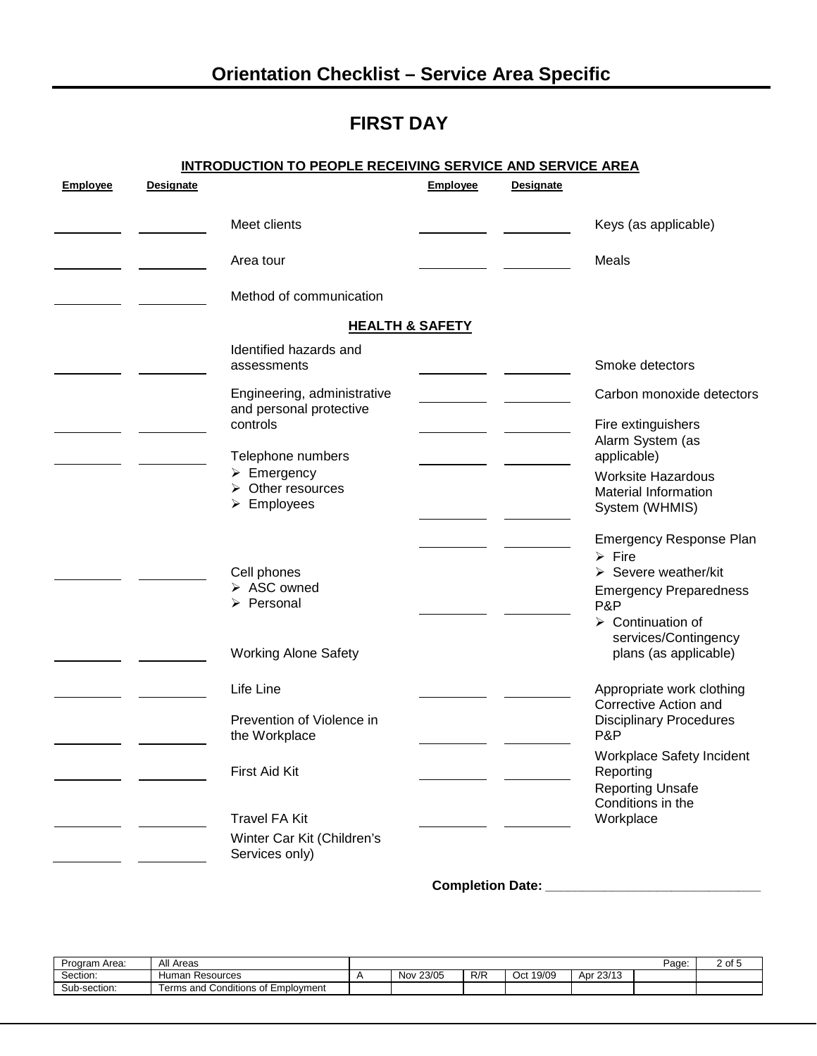# Orientation Checklist – Service Area Specific

## FIRST DAY

### INTRODUCTION TO PEOPLE RECEIVING SERVICE AND SERVICE AREA

| Employee | Designate | | Employee | Designate | |
|---|---|---|---|---|---|
| | | Meet clients | | | Keys (as applicable) |
| | | Area tour | | | Meals |
| | | Method of communication | | | |

### HEALTH & SAFETY

| Employee | Designate | | Employee | Designate | |
|---|---|---|---|---|---|
| | | Identified hazards and assessments | | | Smoke detectors |
| | | Engineering, administrative and personal protective controls | | | Carbon monoxide detectors |
| | | | | | Fire extinguishers |
| | | Telephone numbers<br>➢ Emergency<br>➢ Other resources<br>➢ Employees | | | Alarm System (as applicable) |
| | | | | | Worksite Hazardous Material Information System (WHMIS) |
| | | | | | Emergency Response Plan<br>➢ Fire<br>➢ Severe weather/kit |
| | | Cell phones<br>➢ ASC owned<br>➢ Personal | | | Emergency Preparedness P&P<br>➢ Continuation of services/Contingency plans (as applicable) |
| | | Working Alone Safety | | | |
| | | Life Line | | | Appropriate work clothing |
| | | Prevention of Violence in the Workplace | | | Corrective Action and Disciplinary Procedures P&P |
| | | First Aid Kit | | | Workplace Safety Incident Reporting |
| | | Travel FA Kit | | | Reporting Unsafe Conditions in the Workplace |
| | | Winter Car Kit (Children's Services only) | | | |

**Completion Date:** ____________________________

| Program Area: | All Areas | | | | | | | Page: | 2 of 5 |
|---|---|---|---|---|---|---|---|---|---|
| Section: | Human Resources | A | Nov 23/05 | R/R | Oct 19/09 | Apr 23/13 | | | |
| Sub-section: | Terms and Conditions of Employment | | | | | | | | |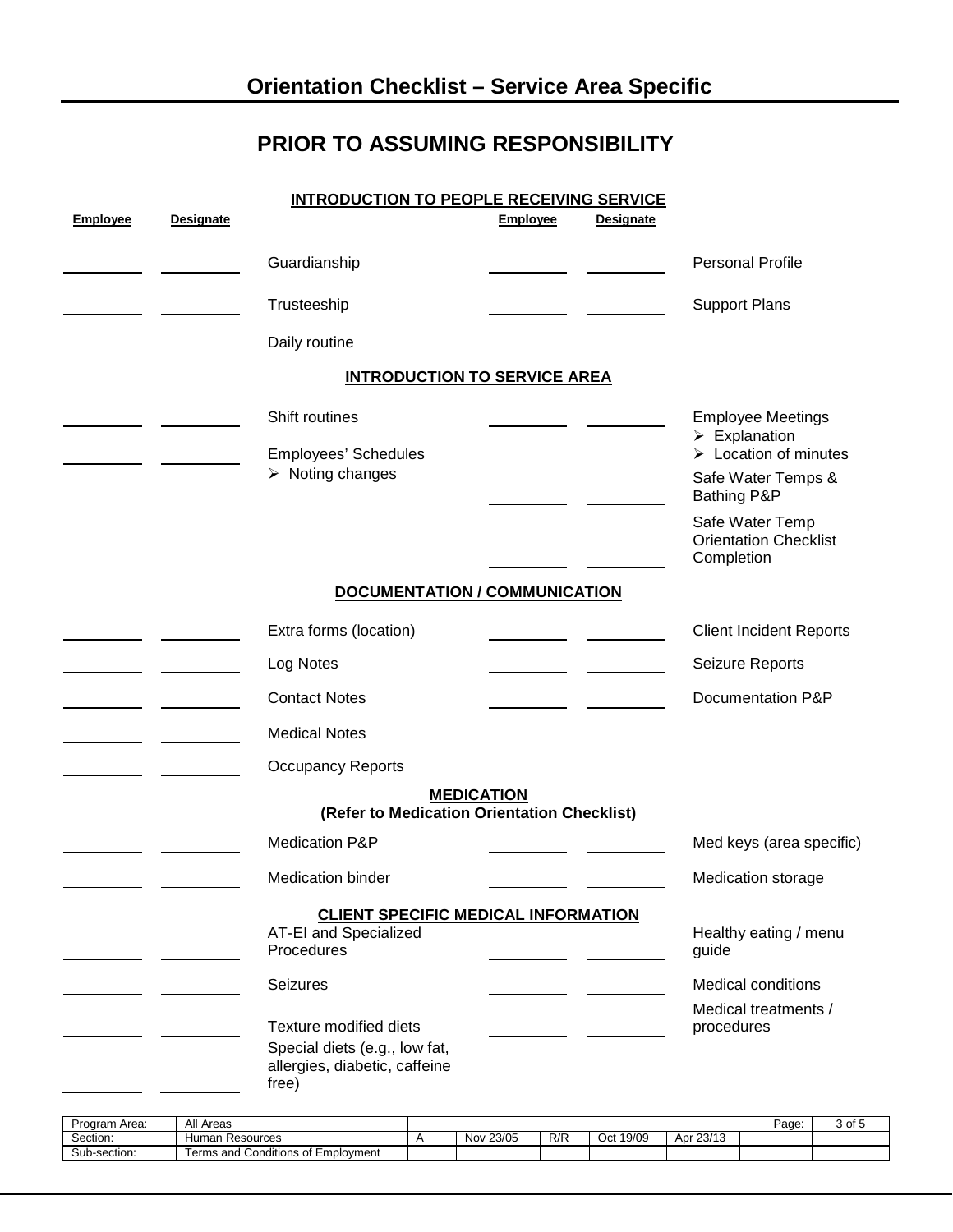# Orientation Checklist – Service Area Specific

## PRIOR TO ASSUMING RESPONSIBILITY

### INTRODUCTION TO PEOPLE RECEIVING SERVICE

| Employee | Designate | | Employee | Designate | |
|---|---|---|---|---|---|
| ________ | ________ | Guardianship | ________ | ________ | Personal Profile |
| ________ | ________ | Trusteeship | ________ | ________ | Support Plans |
| ________ | ________ | Daily routine | | | |

### INTRODUCTION TO SERVICE AREA

| Employee | Designate | | Employee | Designate | |
|---|---|---|---|---|---|
| ________ | ________ | Shift routines | ________ | ________ | Employee Meetings<br>➢ Explanation<br>➢ Location of minutes |
| ________ | ________ | Employees' Schedules<br>➢ Noting changes | ________ | ________ | Safe Water Temps & Bathing P&P |
| | | | ________ | ________ | Safe Water Temp Orientation Checklist Completion |

### DOCUMENTATION / COMMUNICATION

| Employee | Designate | | Employee | Designate | |
|---|---|---|---|---|---|
| ________ | ________ | Extra forms (location) | ________ | ________ | Client Incident Reports |
| ________ | ________ | Log Notes | ________ | ________ | Seizure Reports |
| ________ | ________ | Contact Notes | ________ | ________ | Documentation P&P |
| ________ | ________ | Medical Notes | | | |
| ________ | ________ | Occupancy Reports | | | |

### MEDICATION
**(Refer to Medication Orientation Checklist)**

| Employee | Designate | | Employee | Designate | |
|---|---|---|---|---|---|
| ________ | ________ | Medication P&P | ________ | ________ | Med keys (area specific) |
| ________ | ________ | Medication binder | ________ | ________ | Medication storage |

### CLIENT SPECIFIC MEDICAL INFORMATION

| Employee | Designate | | Employee | Designate | |
|---|---|---|---|---|---|
| ________ | ________ | AT-EI and Specialized Procedures | ________ | ________ | Healthy eating / menu guide |
| ________ | ________ | Seizures | ________ | ________ | Medical conditions |
| ________ | ________ | Texture modified diets | ________ | ________ | Medical treatments / procedures |
| ________ | ________ | Special diets (e.g., low fat, allergies, diabetic, caffeine free) | | | |

| Program Area: | All Areas | | | | | | | Page: | 3 of 5 |
|---|---|---|---|---|---|---|---|---|---|
| Section: | Human Resources | A | Nov 23/05 | R/R | Oct 19/09 | Apr 23/13 | | | |
| Sub-section: | Terms and Conditions of Employment | | | | | | | | |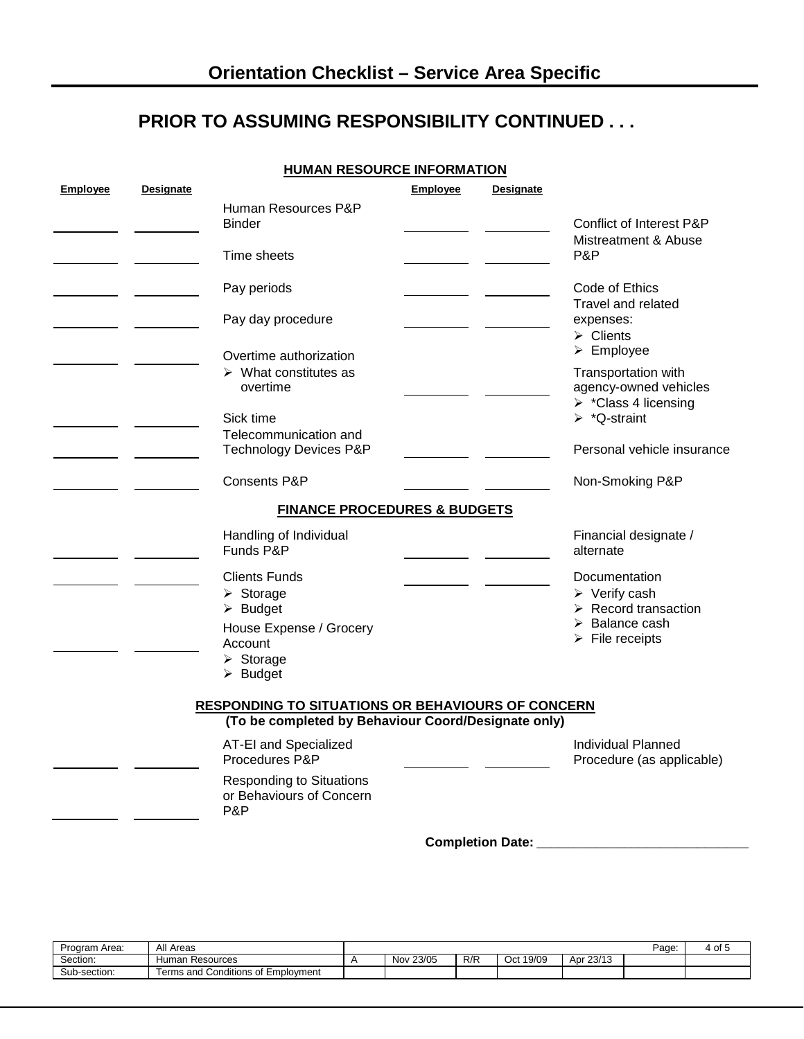# Orientation Checklist – Service Area Specific

## PRIOR TO ASSUMING RESPONSIBILITY CONTINUED . . .

### HUMAN RESOURCE INFORMATION

| Employee | Designate | | Employee | Designate | |
|---|---|---|---|---|---|
| | | Human Resources P&P Binder | | | Conflict of Interest P&P |
| | | Time sheets | | | Mistreatment & Abuse P&P |
| | | Pay periods | | | Code of Ethics |
| | | Pay day procedure | | | Travel and related expenses:<br>➢ Clients<br>➢ Employee |
| | | Overtime authorization<br>➢ What constitutes as overtime | | | Transportation with agency-owned vehicles<br>➢ *Class 4 licensing<br>➢ *Q-straint |
| | | Sick time | | | |
| | | Telecommunication and Technology Devices P&P | | | Personal vehicle insurance |
| | | Consents P&P | | | Non-Smoking P&P |

### FINANCE PROCEDURES & BUDGETS

| Employee | Designate | | Employee | Designate | |
|---|---|---|---|---|---|
| | | Handling of Individual Funds P&P | | | Financial designate / alternate |
| | | Clients Funds<br>➢ Storage<br>➢ Budget | | | Documentation<br>➢ Verify cash<br>➢ Record transaction<br>➢ Balance cash<br>➢ File receipts |
| | | House Expense / Grocery Account<br>➢ Storage<br>➢ Budget | | | |

### RESPONDING TO SITUATIONS OR BEHAVIOURS OF CONCERN

**(To be completed by Behaviour Coord/Designate only)**

| Employee | Designate | | Employee | Designate | |
|---|---|---|---|---|---|
| | | AT-EI and Specialized Procedures P&P | | | Individual Planned Procedure (as applicable) |
| | | Responding to Situations or Behaviours of Concern P&P | | | |

**Completion Date:** ______________________________

| Program Area: | All Areas | | | | | | | Page: | 4 of 5 |
|---|---|---|---|---|---|---|---|---|---|
| Section: | Human Resources | A | Nov 23/05 | R/R | Oct 19/09 | Apr 23/13 | | | |
| Sub-section: | Terms and Conditions of Employment | | | | | | | | |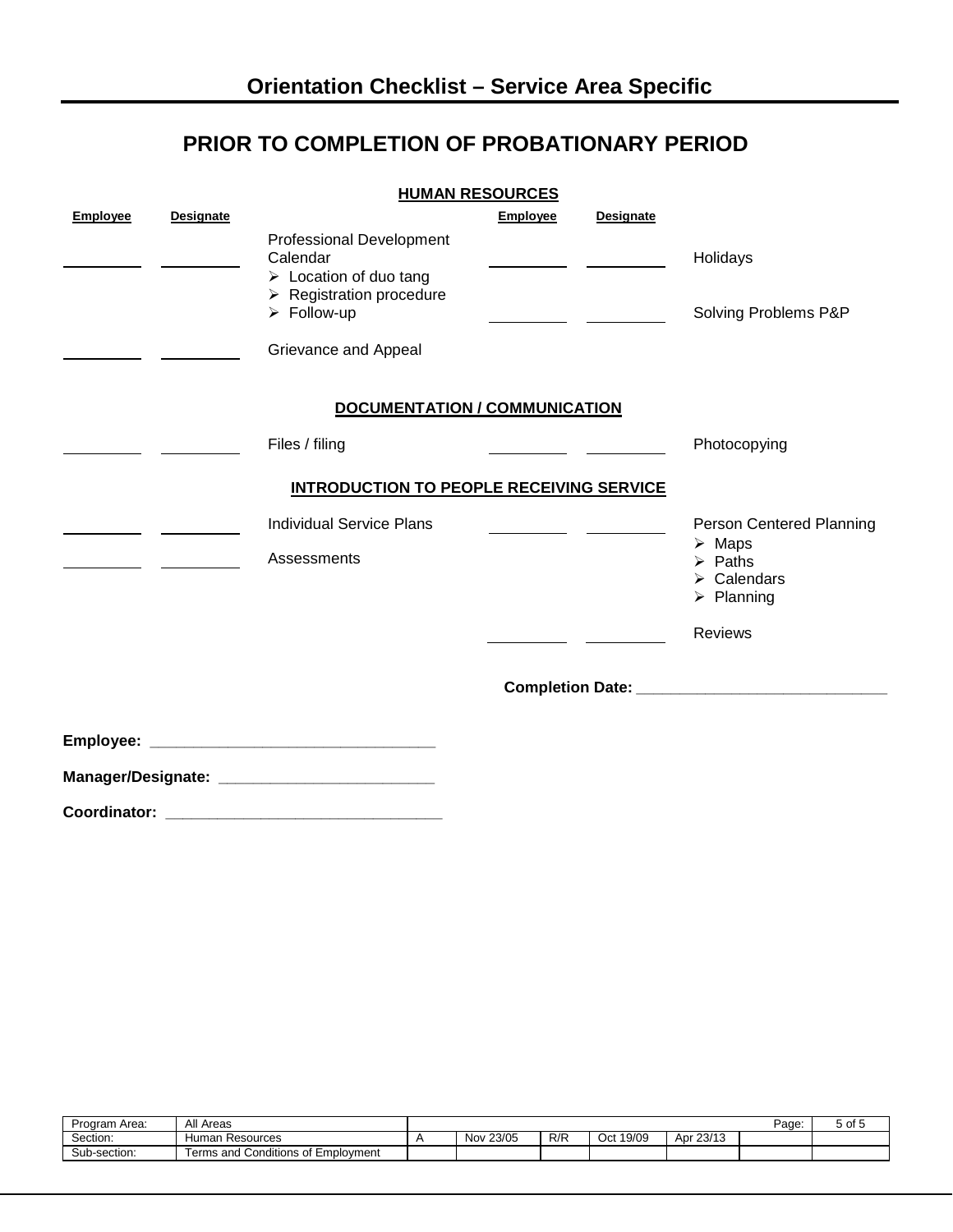# Orientation Checklist – Service Area Specific

## PRIOR TO COMPLETION OF PROBATIONARY PERIOD

### HUMAN RESOURCES

| Employee | Designate | | Employee | Designate | |
|---|---|---|---|---|---|
| ________ | ________ | Professional Development Calendar<br>➢ Location of duo tang<br>➢ Registration procedure<br>➢ Follow-up | ________ | ________ | Holidays |
| | | | ________ | ________ | Solving Problems P&P |
| ________ | ________ | Grievance and Appeal | | | |

### DOCUMENTATION / COMMUNICATION

| Employee | Designate | | Employee | Designate | |
|---|---|---|---|---|---|
| ________ | ________ | Files / filing | ________ | ________ | Photocopying |

### INTRODUCTION TO PEOPLE RECEIVING SERVICE

| Employee | Designate | | Employee | Designate | |
|---|---|---|---|---|---|
| ________ | ________ | Individual Service Plans | ________ | ________ | Person Centered Planning<br>➢ Maps<br>➢ Paths<br>➢ Calendars<br>➢ Planning |
| ________ | ________ | Assessments | | | |
| | | | ________ | ________ | Reviews |

**Completion Date:** ____________________________

**Employee:** ______________________________

**Manager/Designate:** _______________________

**Coordinator:** ______________________________

| Program Area: | All Areas | | | | | | | Page: | 5 of 5 |
|---|---|---|---|---|---|---|---|---|---|
| Section: | Human Resources | A | Nov 23/05 | R/R | Oct 19/09 | Apr 23/13 | | | |
| Sub-section: | Terms and Conditions of Employment | | | | | | | | |